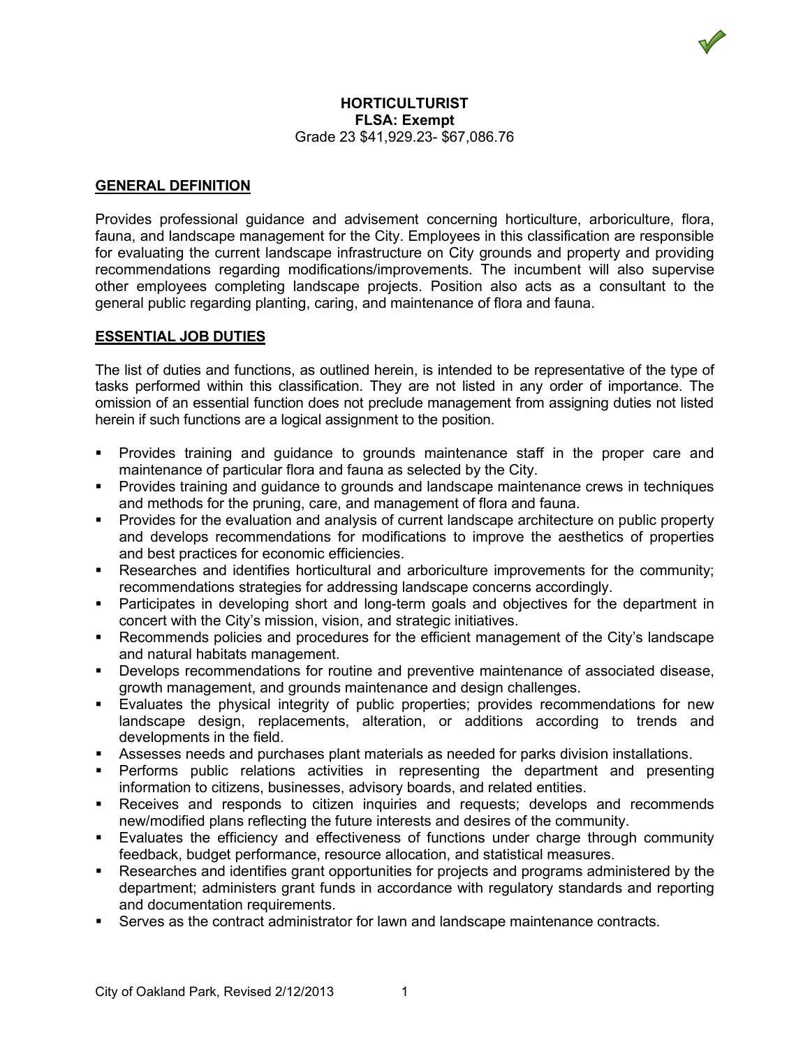# HORTICULTURIST

**FLSA: Exempt**

Grade 23 $41,929.23- $67,086.76

## GENERAL DEFINITION

Provides professional guidance and advisement concerning horticulture, arboriculture, flora, fauna, and landscape management for the City. Employees in this classification are responsible for evaluating the current landscape infrastructure on City grounds and property and providing recommendations regarding modifications/improvements. The incumbent will also supervise other employees completing landscape projects. Position also acts as a consultant to the general public regarding planting, caring, and maintenance of flora and fauna.

## ESSENTIAL JOB DUTIES

The list of duties and functions, as outlined herein, is intended to be representative of the type of tasks performed within this classification. They are not listed in any order of importance. The omission of an essential function does not preclude management from assigning duties not listed herein if such functions are a logical assignment to the position.

- Provides training and guidance to grounds maintenance staff in the proper care and maintenance of particular flora and fauna as selected by the City.
- Provides training and guidance to grounds and landscape maintenance crews in techniques and methods for the pruning, care, and management of flora and fauna.
- Provides for the evaluation and analysis of current landscape architecture on public property and develops recommendations for modifications to improve the aesthetics of properties and best practices for economic efficiencies.
- Researches and identifies horticultural and arboriculture improvements for the community; recommendations strategies for addressing landscape concerns accordingly.
- Participates in developing short and long-term goals and objectives for the department in concert with the City's mission, vision, and strategic initiatives.
- Recommends policies and procedures for the efficient management of the City's landscape and natural habitats management.
- Develops recommendations for routine and preventive maintenance of associated disease, growth management, and grounds maintenance and design challenges.
- Evaluates the physical integrity of public properties; provides recommendations for new landscape design, replacements, alteration, or additions according to trends and developments in the field.
- Assesses needs and purchases plant materials as needed for parks division installations.
- Performs public relations activities in representing the department and presenting information to citizens, businesses, advisory boards, and related entities.
- Receives and responds to citizen inquiries and requests; develops and recommends new/modified plans reflecting the future interests and desires of the community.
- Evaluates the efficiency and effectiveness of functions under charge through community feedback, budget performance, resource allocation, and statistical measures.
- Researches and identifies grant opportunities for projects and programs administered by the department; administers grant funds in accordance with regulatory standards and reporting and documentation requirements.
- Serves as the contract administrator for lawn and landscape maintenance contracts.

City of Oakland Park, Revised 2/12/2013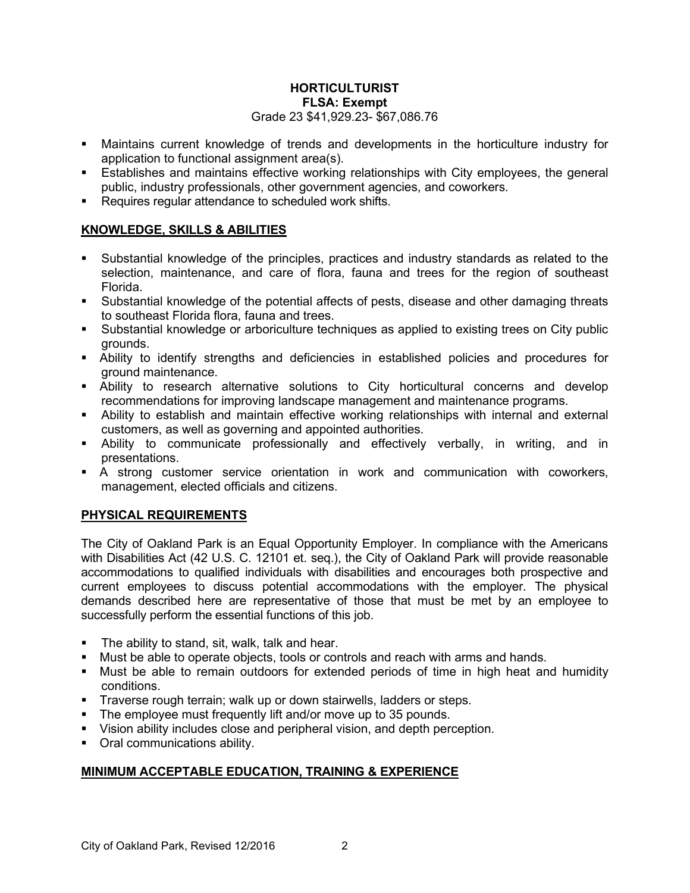**HORTICULTURIST**
**FLSA: Exempt**
Grade 23 $41,929.23- $67,086.76

- Maintains current knowledge of trends and developments in the horticulture industry for application to functional assignment area(s).
- Establishes and maintains effective working relationships with City employees, the general public, industry professionals, other government agencies, and coworkers.
- Requires regular attendance to scheduled work shifts.

## KNOWLEDGE, SKILLS & ABILITIES

- Substantial knowledge of the principles, practices and industry standards as related to the selection, maintenance, and care of flora, fauna and trees for the region of southeast Florida.
- Substantial knowledge of the potential affects of pests, disease and other damaging threats to southeast Florida flora, fauna and trees.
- Substantial knowledge or arboriculture techniques as applied to existing trees on City public grounds.
- Ability to identify strengths and deficiencies in established policies and procedures for ground maintenance.
- Ability to research alternative solutions to City horticultural concerns and develop recommendations for improving landscape management and maintenance programs.
- Ability to establish and maintain effective working relationships with internal and external customers, as well as governing and appointed authorities.
- Ability to communicate professionally and effectively verbally, in writing, and in presentations.
- A strong customer service orientation in work and communication with coworkers, management, elected officials and citizens.

## PHYSICAL REQUIREMENTS

The City of Oakland Park is an Equal Opportunity Employer. In compliance with the Americans with Disabilities Act (42 U.S. C. 12101 et. seq.), the City of Oakland Park will provide reasonable accommodations to qualified individuals with disabilities and encourages both prospective and current employees to discuss potential accommodations with the employer. The physical demands described here are representative of those that must be met by an employee to successfully perform the essential functions of this job.

- The ability to stand, sit, walk, talk and hear.
- Must be able to operate objects, tools or controls and reach with arms and hands.
- Must be able to remain outdoors for extended periods of time in high heat and humidity conditions.
- Traverse rough terrain; walk up or down stairwells, ladders or steps.
- The employee must frequently lift and/or move up to 35 pounds.
- Vision ability includes close and peripheral vision, and depth perception.
- Oral communications ability.

## MINIMUM ACCEPTABLE EDUCATION, TRAINING & EXPERIENCE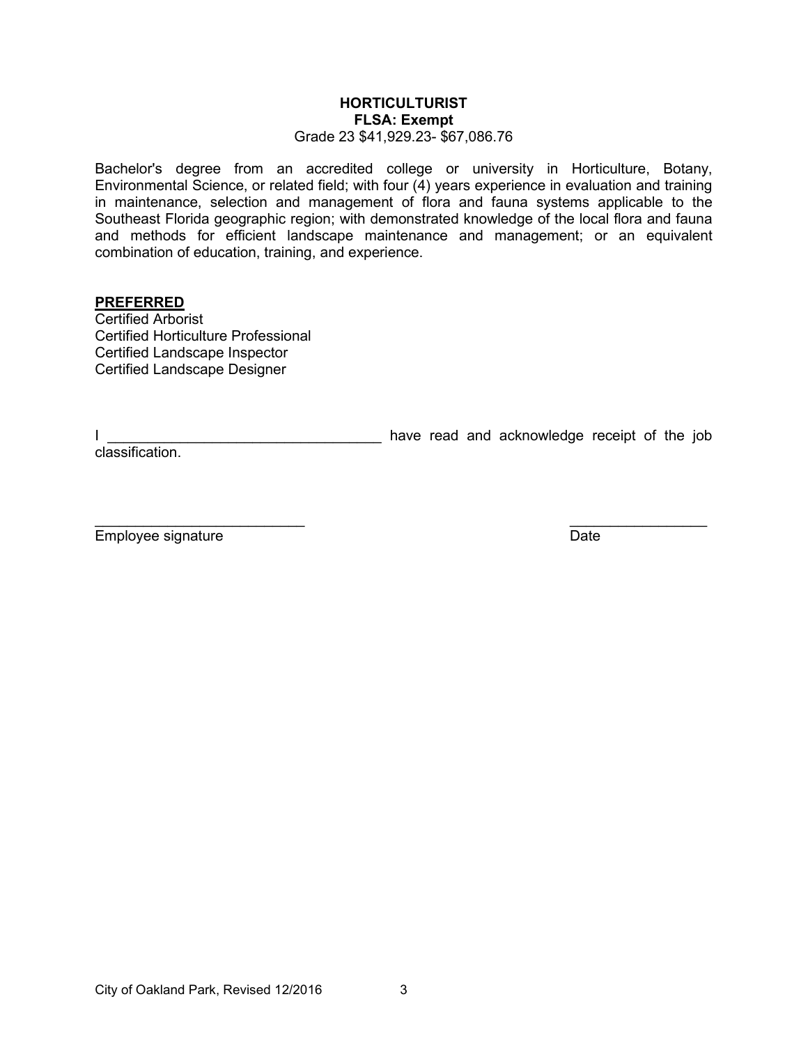**HORTICULTURIST**
**FLSA: Exempt**
Grade 23 $41,929.23- $67,086.76

Bachelor's degree from an accredited college or university in Horticulture, Botany, Environmental Science, or related field; with four (4) years experience in evaluation and training in maintenance, selection and management of flora and fauna systems applicable to the Southeast Florida geographic region; with demonstrated knowledge of the local flora and fauna and methods for efficient landscape maintenance and management; or an equivalent combination of education, training, and experience.

**PREFERRED**

Certified Arborist
Certified Horticulture Professional
Certified Landscape Inspector
Certified Landscape Designer

I __________________________________ have read and acknowledge receipt of the job classification.

__________________________ Employee signature

_________________ Date